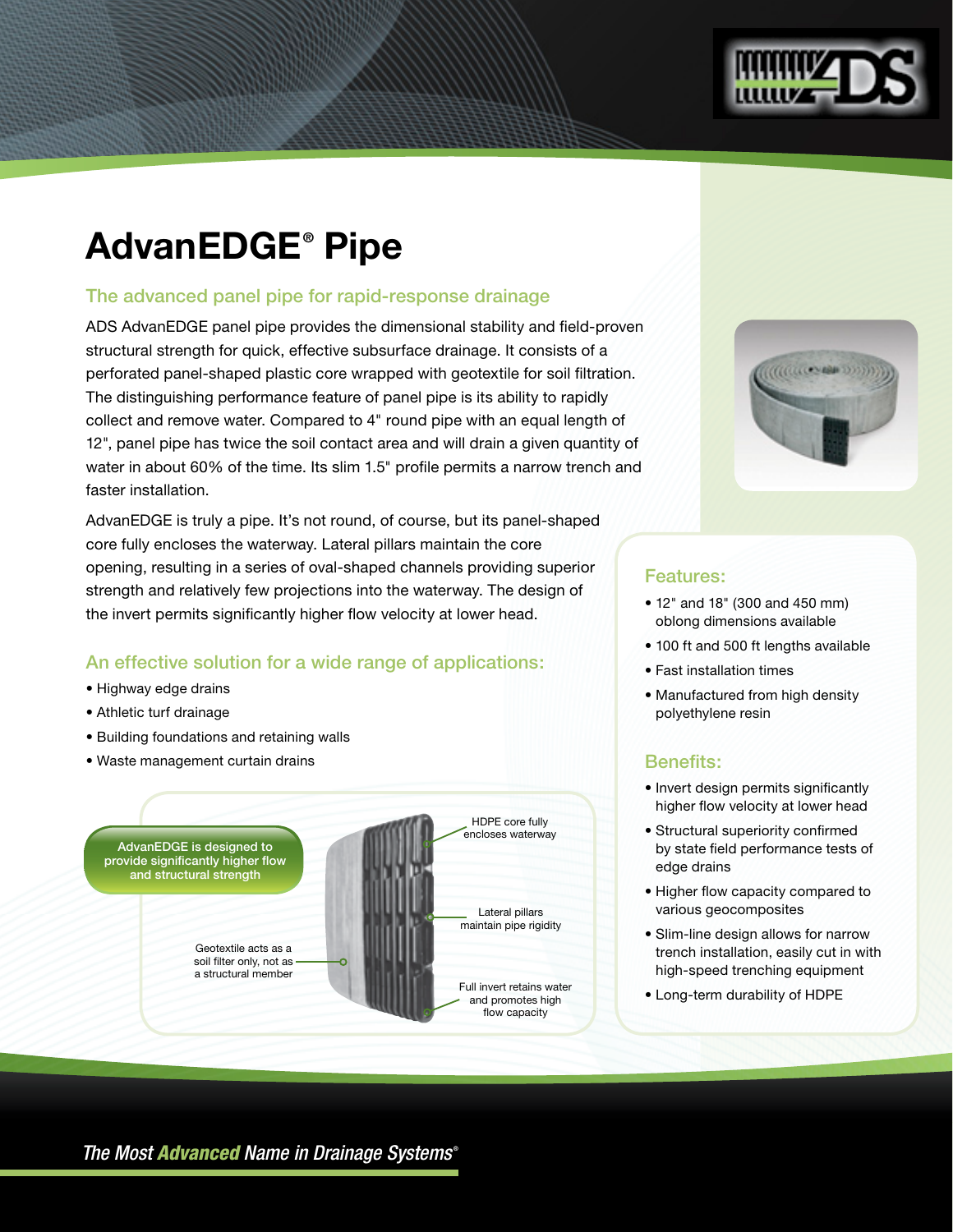# AdvanEDGE® Pipe

## The advanced panel pipe for rapid-response drainage

ADS AdvanEDGE panel pipe provides the dimensional stability and field-proven structural strength for quick, effective subsurface drainage. It consists of a perforated panel-shaped plastic core wrapped with geotextile for soil filtration. The distinguishing performance feature of panel pipe is its ability to rapidly collect and remove water. Compared to 4" round pipe with an equal length of 12", panel pipe has twice the soil contact area and will drain a given quantity of water in about 60% of the time. Its slim 1.5" profile permits a narrow trench and faster installation.

AdvanEDGE is truly a pipe. It's not round, of course, but its panel-shaped core fully encloses the waterway. Lateral pillars maintain the core opening, resulting in a series of oval-shaped channels providing superior strength and relatively few projections into the waterway. The design of the invert permits significantly higher flow velocity at lower head.

## An effective solution for a wide range of applications:

- Highway edge drains
- Athletic turf drainage
- Building foundations and retaining walls
- Waste management curtain drains

AdvanEDGE is designed to provide significantly higher flow and structural strength

Geotextile acts as a soil filter only, not as a structural member

HDPE core fully encloses waterway

Lateral pillars maintain pipe rigidity

Full invert retains water and promotes high flow capacity

## Features:

- 12" and 18" (300 and 450 mm) oblong dimensions available
- 100 ft and 500 ft lengths available
- Fast installation times
- Manufactured from high density polyethylene resin

## Benefits:

- Invert design permits significantly higher flow velocity at lower head
- Structural superiority confirmed by state field performance tests of edge drains
- Higher flow capacity compared to various geocomposites
- Slim-line design allows for narrow trench installation, easily cut in with high-speed trenching equipment
- Long-term durability of HDPE

*The Most **Advanced** Name in Drainage Systems®*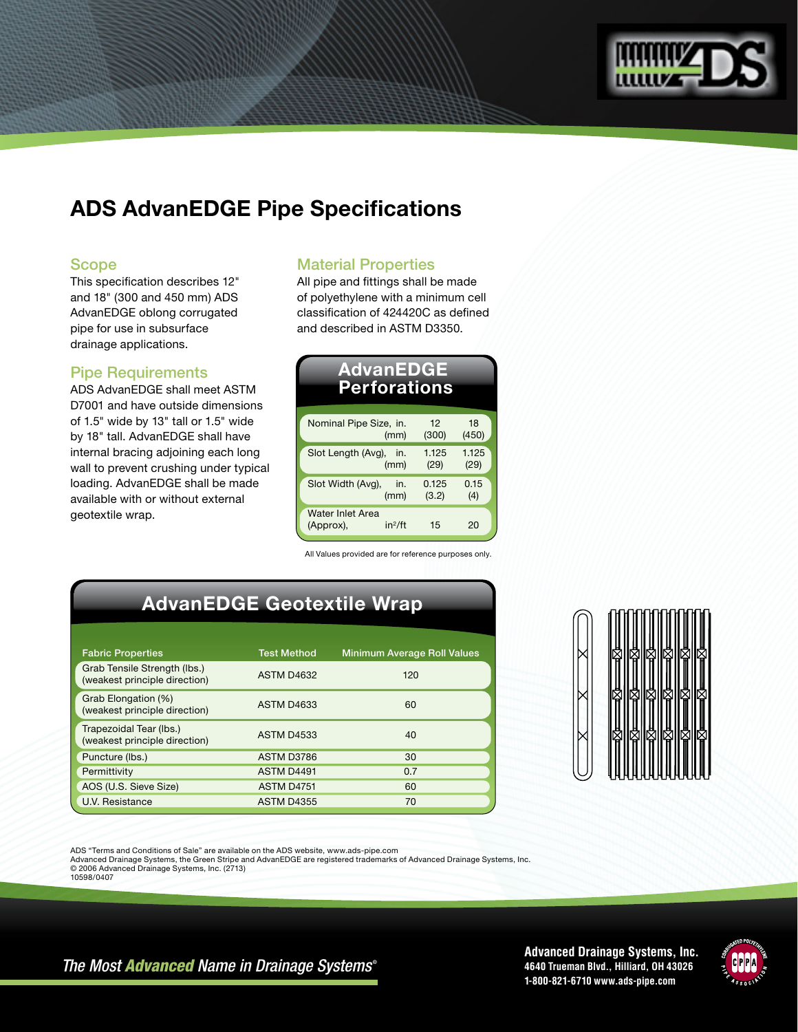# ADS AdvanEDGE Pipe Specifications

## Scope

This specification describes 12" and 18" (300 and 450 mm) ADS AdvanEDGE oblong corrugated pipe for use in subsurface drainage applications.

## Pipe Requirements

ADS AdvanEDGE shall meet ASTM D7001 and have outside dimensions of 1.5" wide by 13" tall or 1.5" wide by 18" tall. AdvanEDGE shall have internal bracing adjoining each long wall to prevent crushing under typical loading. AdvanEDGE shall be made available with or without external geotextile wrap.

## Material Properties

All pipe and fittings shall be made of polyethylene with a minimum cell classification of 424420C as defined and described in ASTM D3350.

### AdvanEDGE Perforations

| | | | |
|---|---|---|---|
| Nominal Pipe Size, | in. (mm) | 12 (300) | 18 (450) |
| Slot Length (Avg), | in. (mm) | 1.125 (29) | 1.125 (29) |
| Slot Width (Avg), | in. (mm) | 0.125 (3.2) | 0.15 (4) |
| Water Inlet Area (Approx), | $in^2/ft$ | 15 | 20 |

All Values provided are for reference purposes only.

### AdvanEDGE Geotextile Wrap

| Fabric Properties | Test Method | Minimum Average Roll Values |
|---|---|---|
| Grab Tensile Strength (lbs.) (weakest principle direction) | ASTM D4632 | 120 |
| Grab Elongation (%) (weakest principle direction) | ASTM D4633 | 60 |
| Trapezoidal Tear (lbs.) (weakest principle direction) | ASTM D4533 | 40 |
| Puncture (lbs.) | ASTM D3786 | 30 |
| Permittivity | ASTM D4491 | 0.7 |
| AOS (U.S. Sieve Size) | ASTM D4751 | 60 |
| U.V. Resistance | ASTM D4355 | 70 |

ADS "Terms and Conditions of Sale" are available on the ADS website, www.ads-pipe.com
Advanced Drainage Systems, the Green Stripe and AdvanEDGE are registered trademarks of Advanced Drainage Systems, Inc.
© 2006 Advanced Drainage Systems, Inc. (2713)
10598/0407

*The Most **Advanced** Name in Drainage Systems®*

**Advanced Drainage Systems, Inc.**
4640 Trueman Blvd., Hilliard, OH 43026
1-800-821-6710 www.ads-pipe.com